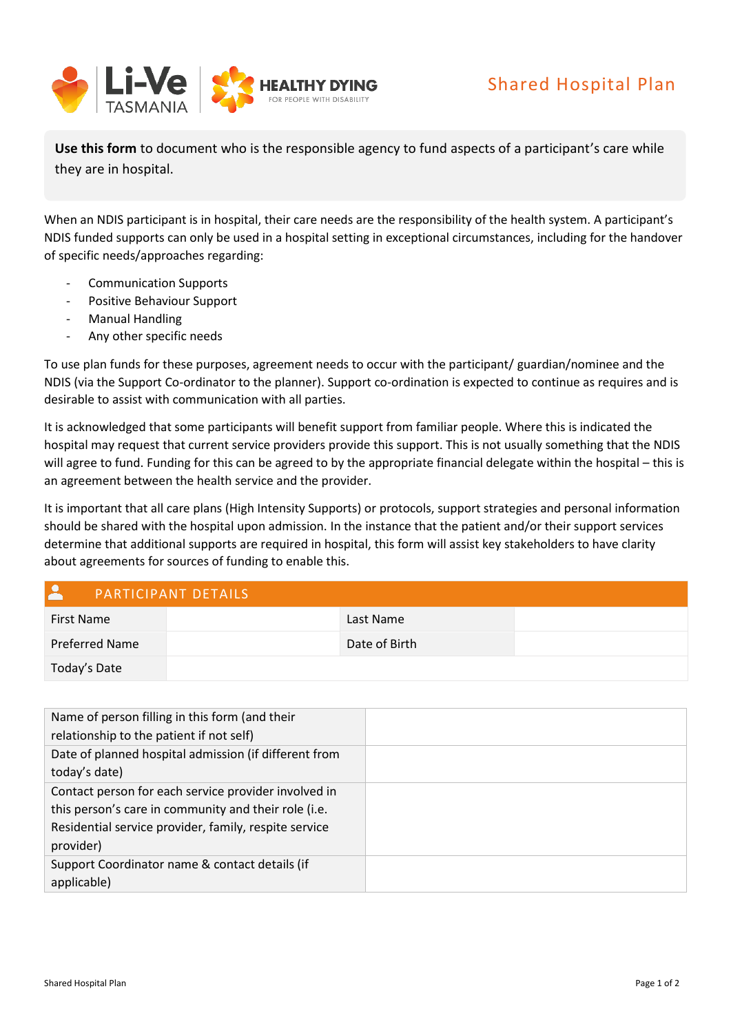# Shared Hospital Plan

Li-Ve TASMANIA | HEALTHY DYING FOR PEOPLE WITH DISABILITY

**Use this form** to document who is the responsible agency to fund aspects of a participant's care while they are in hospital.

When an NDIS participant is in hospital, their care needs are the responsibility of the health system. A participant's NDIS funded supports can only be used in a hospital setting in exceptional circumstances, including for the handover of specific needs/approaches regarding:

- Communication Supports
- Positive Behaviour Support
- Manual Handling
- Any other specific needs

To use plan funds for these purposes, agreement needs to occur with the participant/ guardian/nominee and the NDIS (via the Support Co-ordinator to the planner). Support co-ordination is expected to continue as requires and is desirable to assist with communication with all parties.

It is acknowledged that some participants will benefit support from familiar people. Where this is indicated the hospital may request that current service providers provide this support. This is not usually something that the NDIS will agree to fund. Funding for this can be agreed to by the appropriate financial delegate within the hospital – this is an agreement between the health service and the provider.

It is important that all care plans (High Intensity Supports) or protocols, support strategies and personal information should be shared with the hospital upon admission. In the instance that the patient and/or their support services determine that additional supports are required in hospital, this form will assist key stakeholders to have clarity about agreements for sources of funding to enable this.

## PARTICIPANT DETAILS

| | | | |
|---|---|---|---|
| First Name | | Last Name | |
| Preferred Name | | Date of Birth | |
| Today's Date | | | |

| | |
|---|---|
| Name of person filling in this form (and their relationship to the patient if not self) | |
| Date of planned hospital admission (if different from today's date) | |
| Contact person for each service provider involved in this person's care in community and their role (i.e. Residential service provider, family, respite service provider) | |
| Support Coordinator name & contact details (if applicable) | |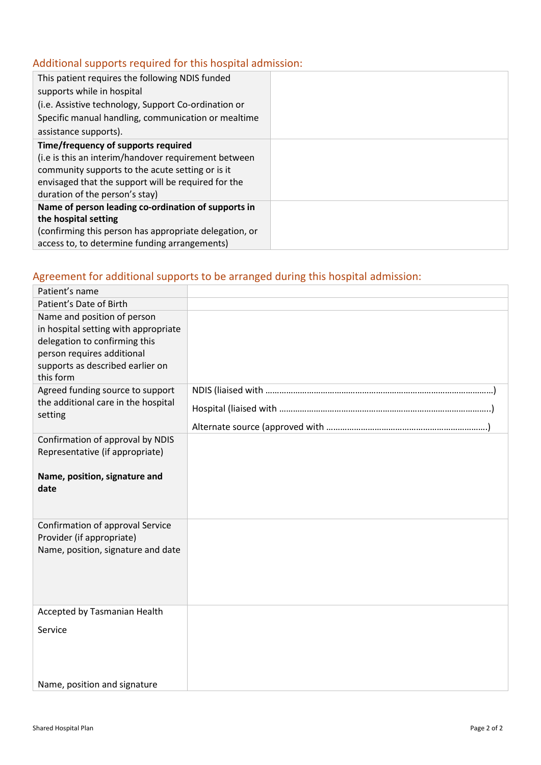## Additional supports required for this hospital admission:

| | |
|---|---|
| This patient requires the following NDIS funded supports while in hospital (i.e. Assistive technology, Support Co-ordination or Specific manual handling, communication or mealtime assistance supports). | |
| **Time/frequency of supports required** (i.e is this an interim/handover requirement between community supports to the acute setting or is it envisaged that the support will be required for the duration of the person's stay) | |
| **Name of person leading co-ordination of supports in the hospital setting** (confirming this person has appropriate delegation, or access to, to determine funding arrangements) | |

## Agreement for additional supports to be arranged during this hospital admission:

| | |
|---|---|
| Patient's name | |
| Patient's Date of Birth | |
| Name and position of person in hospital setting with appropriate delegation to confirming this person requires additional supports as described earlier on this form | |
| Agreed funding source to support the additional care in the hospital setting | NDIS (liaised with ……………………………………………………………………………………)<br>Hospital (liaised with ……………………………………………………………………………..)<br>Alternate source (approved with …………………………………………………………….) |
| Confirmation of approval by NDIS Representative (if appropriate)<br><br>**Name, position, signature and date** | |
| Confirmation of approval Service Provider (if appropriate)<br>Name, position, signature and date | |
| Accepted by Tasmanian Health Service<br><br>Name, position and signature | |